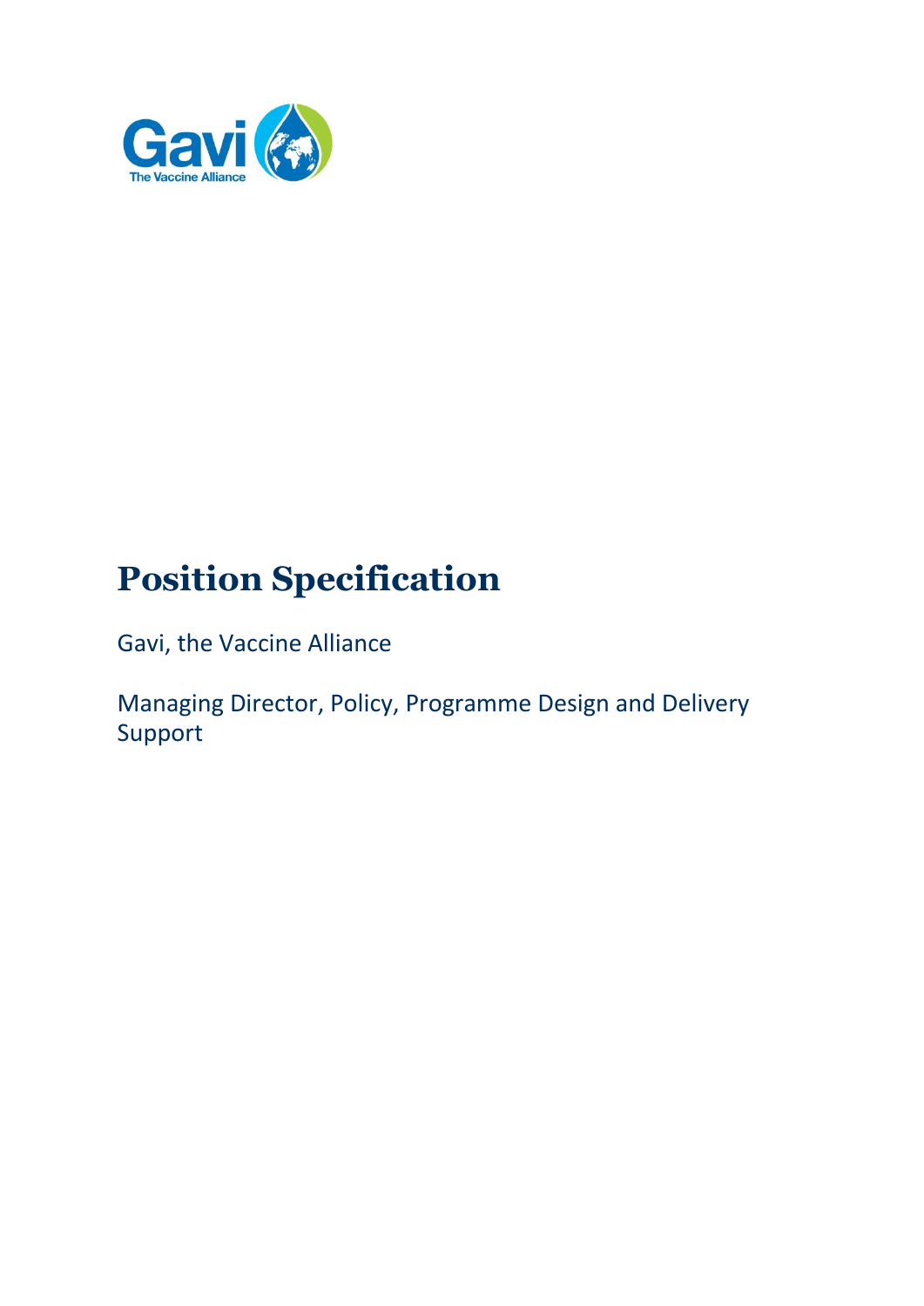# Position Specification

Gavi, the Vaccine Alliance

Managing Director, Policy, Programme Design and Delivery Support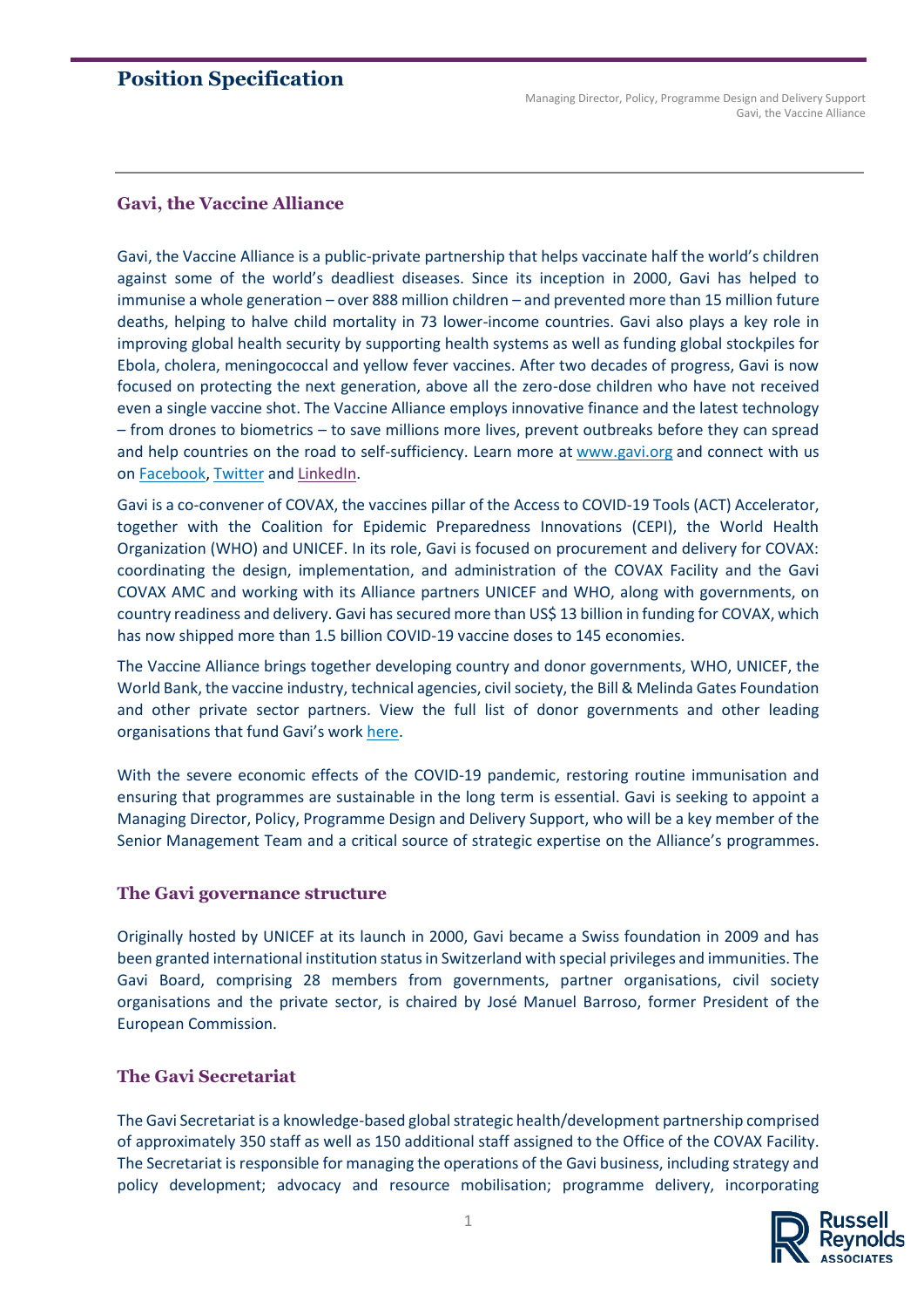# Position Specification

## Gavi, the Vaccine Alliance

Gavi, the Vaccine Alliance is a public-private partnership that helps vaccinate half the world's children against some of the world's deadliest diseases. Since its inception in 2000, Gavi has helped to immunise a whole generation – over 888 million children – and prevented more than 15 million future deaths, helping to halve child mortality in 73 lower-income countries. Gavi also plays a key role in improving global health security by supporting health systems as well as funding global stockpiles for Ebola, cholera, meningococcal and yellow fever vaccines. After two decades of progress, Gavi is now focused on protecting the next generation, above all the zero-dose children who have not received even a single vaccine shot. The Vaccine Alliance employs innovative finance and the latest technology – from drones to biometrics – to save millions more lives, prevent outbreaks before they can spread and help countries on the road to self-sufficiency. Learn more at [www.gavi.org](www.gavi.org) and connect with us on Facebook, Twitter and LinkedIn.

Gavi is a co-convener of COVAX, the vaccines pillar of the Access to COVID-19 Tools (ACT) Accelerator, together with the Coalition for Epidemic Preparedness Innovations (CEPI), the World Health Organization (WHO) and UNICEF. In its role, Gavi is focused on procurement and delivery for COVAX: coordinating the design, implementation, and administration of the COVAX Facility and the Gavi COVAX AMC and working with its Alliance partners UNICEF and WHO, along with governments, on country readiness and delivery. Gavi has secured more than US$ 13 billion in funding for COVAX, which has now shipped more than 1.5 billion COVID-19 vaccine doses to 145 economies.

The Vaccine Alliance brings together developing country and donor governments, WHO, UNICEF, the World Bank, the vaccine industry, technical agencies, civil society, the Bill & Melinda Gates Foundation and other private sector partners. View the full list of donor governments and other leading organisations that fund Gavi's work here.

With the severe economic effects of the COVID-19 pandemic, restoring routine immunisation and ensuring that programmes are sustainable in the long term is essential. Gavi is seeking to appoint a Managing Director, Policy, Programme Design and Delivery Support, who will be a key member of the Senior Management Team and a critical source of strategic expertise on the Alliance's programmes.

## The Gavi governance structure

Originally hosted by UNICEF at its launch in 2000, Gavi became a Swiss foundation in 2009 and has been granted international institution status in Switzerland with special privileges and immunities. The Gavi Board, comprising 28 members from governments, partner organisations, civil society organisations and the private sector, is chaired by José Manuel Barroso, former President of the European Commission.

## The Gavi Secretariat

The Gavi Secretariat is a knowledge-based global strategic health/development partnership comprised of approximately 350 staff as well as 150 additional staff assigned to the Office of the COVAX Facility. The Secretariat is responsible for managing the operations of the Gavi business, including strategy and policy development; advocacy and resource mobilisation; programme delivery, incorporating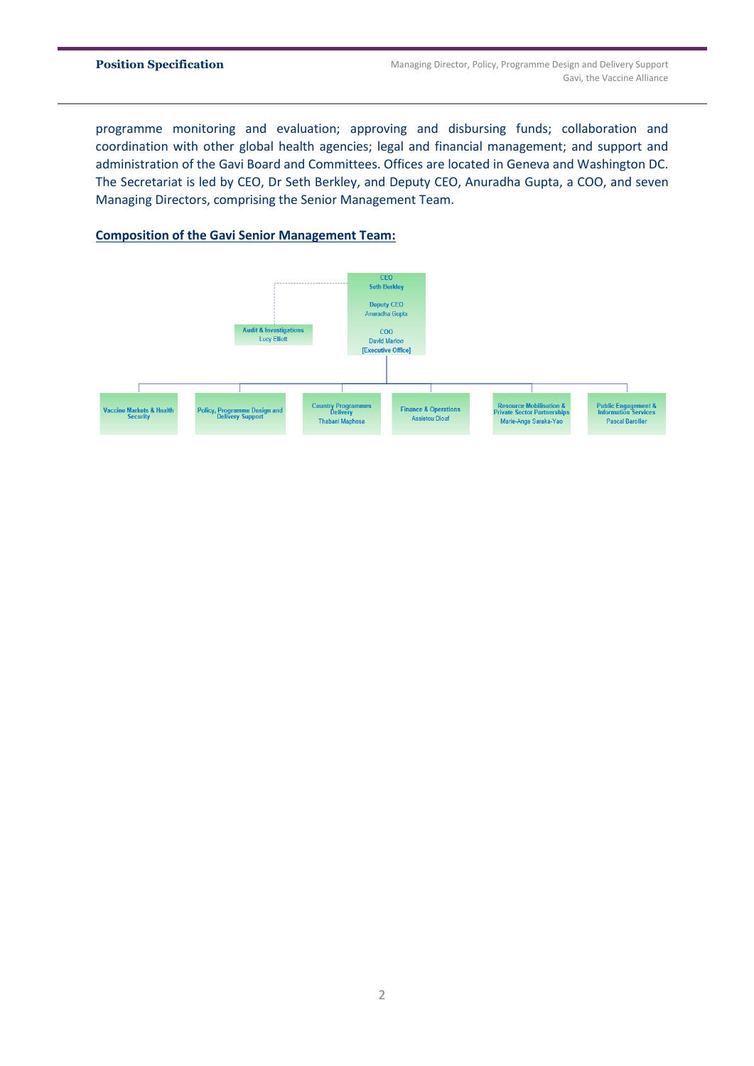programme monitoring and evaluation; approving and disbursing funds; collaboration and coordination with other global health agencies; legal and financial management; and support and administration of the Gavi Board and Committees. Offices are located in Geneva and Washington DC. The Secretariat is led by CEO, Dr Seth Berkley, and Deputy CEO, Anuradha Gupta, a COO, and seven Managing Directors, comprising the Senior Management Team.

**Composition of the Gavi Senior Management Team:**

CEO
Seth Berkley

Deputy CEO
Anuradha Gupta

COO
David Marlow
[Executive Office]

Audit & Investigations
Lucy Elliott

Vaccine Markets & Health Security

Policy, Programme Design and Delivery Support

Country Programmes Delivery
Thabani Maphosa

Finance & Operations
Assietou Diouf

Resource Mobilisation & Private Sector Partnerships
Marie-Ange Saraka-Yao

Public Engagement & Information Services
Pascal Barollier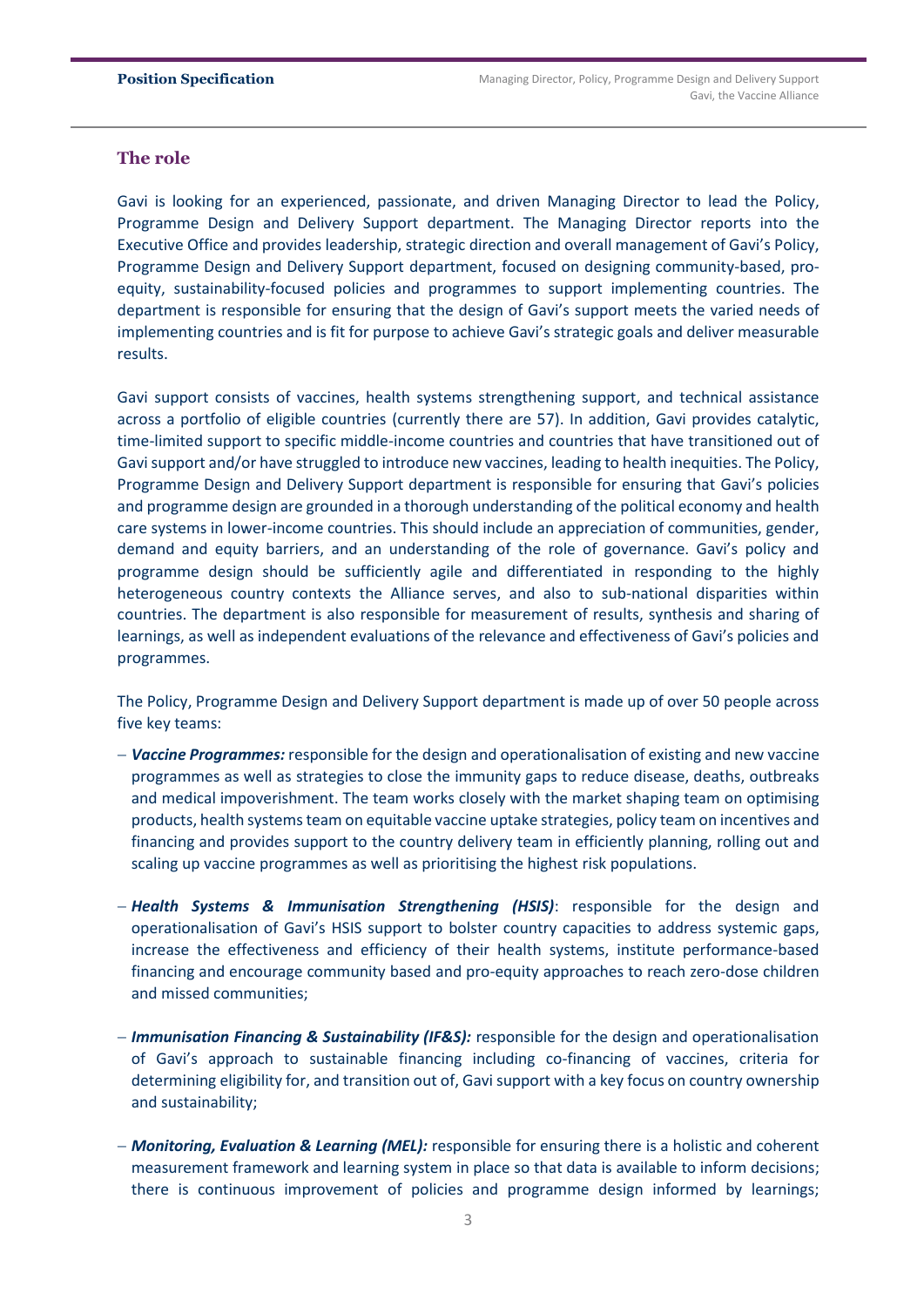## The role

Gavi is looking for an experienced, passionate, and driven Managing Director to lead the Policy, Programme Design and Delivery Support department. The Managing Director reports into the Executive Office and provides leadership, strategic direction and overall management of Gavi's Policy, Programme Design and Delivery Support department, focused on designing community-based, pro-equity, sustainability-focused policies and programmes to support implementing countries. The department is responsible for ensuring that the design of Gavi's support meets the varied needs of implementing countries and is fit for purpose to achieve Gavi's strategic goals and deliver measurable results.

Gavi support consists of vaccines, health systems strengthening support, and technical assistance across a portfolio of eligible countries (currently there are 57). In addition, Gavi provides catalytic, time-limited support to specific middle-income countries and countries that have transitioned out of Gavi support and/or have struggled to introduce new vaccines, leading to health inequities. The Policy, Programme Design and Delivery Support department is responsible for ensuring that Gavi's policies and programme design are grounded in a thorough understanding of the political economy and health care systems in lower-income countries. This should include an appreciation of communities, gender, demand and equity barriers, and an understanding of the role of governance. Gavi's policy and programme design should be sufficiently agile and differentiated in responding to the highly heterogeneous country contexts the Alliance serves, and also to sub-national disparities within countries. The department is also responsible for measurement of results, synthesis and sharing of learnings, as well as independent evaluations of the relevance and effectiveness of Gavi's policies and programmes.

The Policy, Programme Design and Delivery Support department is made up of over 50 people across five key teams:

- ***Vaccine Programmes:*** responsible for the design and operationalisation of existing and new vaccine programmes as well as strategies to close the immunity gaps to reduce disease, deaths, outbreaks and medical impoverishment. The team works closely with the market shaping team on optimising products, health systems team on equitable vaccine uptake strategies, policy team on incentives and financing and provides support to the country delivery team in efficiently planning, rolling out and scaling up vaccine programmes as well as prioritising the highest risk populations.
- ***Health Systems & Immunisation Strengthening (HSIS)***: responsible for the design and operationalisation of Gavi's HSIS support to bolster country capacities to address systemic gaps, increase the effectiveness and efficiency of their health systems, institute performance-based financing and encourage community based and pro-equity approaches to reach zero-dose children and missed communities;
- ***Immunisation Financing & Sustainability (IF&S):*** responsible for the design and operationalisation of Gavi's approach to sustainable financing including co-financing of vaccines, criteria for determining eligibility for, and transition out of, Gavi support with a key focus on country ownership and sustainability;
- ***Monitoring, Evaluation & Learning (MEL):*** responsible for ensuring there is a holistic and coherent measurement framework and learning system in place so that data is available to inform decisions; there is continuous improvement of policies and programme design informed by learnings;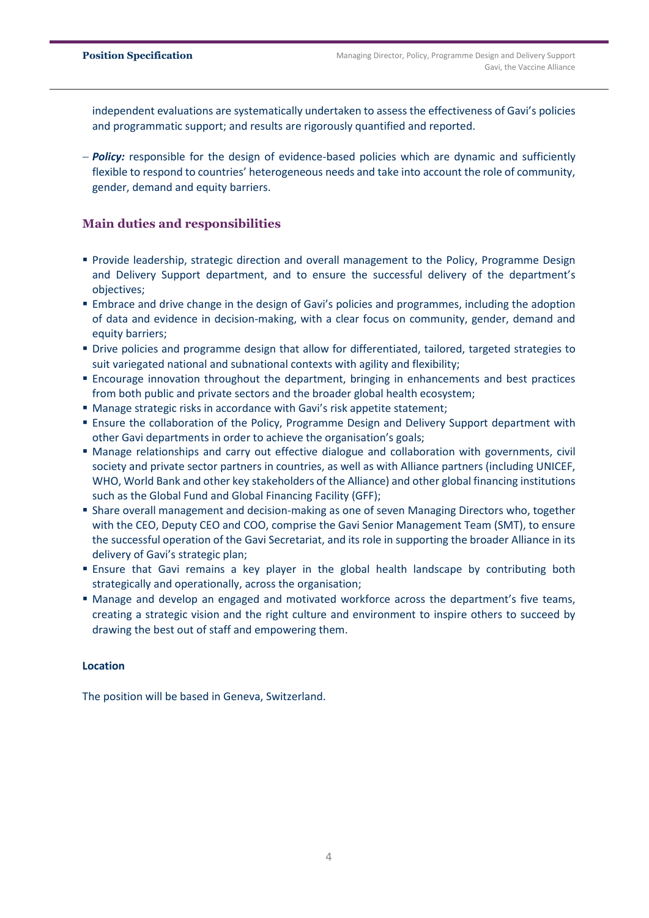independent evaluations are systematically undertaken to assess the effectiveness of Gavi's policies and programmatic support; and results are rigorously quantified and reported.

– ***Policy:*** responsible for the design of evidence-based policies which are dynamic and sufficiently flexible to respond to countries' heterogeneous needs and take into account the role of community, gender, demand and equity barriers.

## Main duties and responsibilities

- Provide leadership, strategic direction and overall management to the Policy, Programme Design and Delivery Support department, and to ensure the successful delivery of the department's objectives;
- Embrace and drive change in the design of Gavi's policies and programmes, including the adoption of data and evidence in decision-making, with a clear focus on community, gender, demand and equity barriers;
- Drive policies and programme design that allow for differentiated, tailored, targeted strategies to suit variegated national and subnational contexts with agility and flexibility;
- Encourage innovation throughout the department, bringing in enhancements and best practices from both public and private sectors and the broader global health ecosystem;
- Manage strategic risks in accordance with Gavi's risk appetite statement;
- Ensure the collaboration of the Policy, Programme Design and Delivery Support department with other Gavi departments in order to achieve the organisation's goals;
- Manage relationships and carry out effective dialogue and collaboration with governments, civil society and private sector partners in countries, as well as with Alliance partners (including UNICEF, WHO, World Bank and other key stakeholders of the Alliance) and other global financing institutions such as the Global Fund and Global Financing Facility (GFF);
- Share overall management and decision-making as one of seven Managing Directors who, together with the CEO, Deputy CEO and COO, comprise the Gavi Senior Management Team (SMT), to ensure the successful operation of the Gavi Secretariat, and its role in supporting the broader Alliance in its delivery of Gavi's strategic plan;
- Ensure that Gavi remains a key player in the global health landscape by contributing both strategically and operationally, across the organisation;
- Manage and develop an engaged and motivated workforce across the department's five teams, creating a strategic vision and the right culture and environment to inspire others to succeed by drawing the best out of staff and empowering them.

**Location**

The position will be based in Geneva, Switzerland.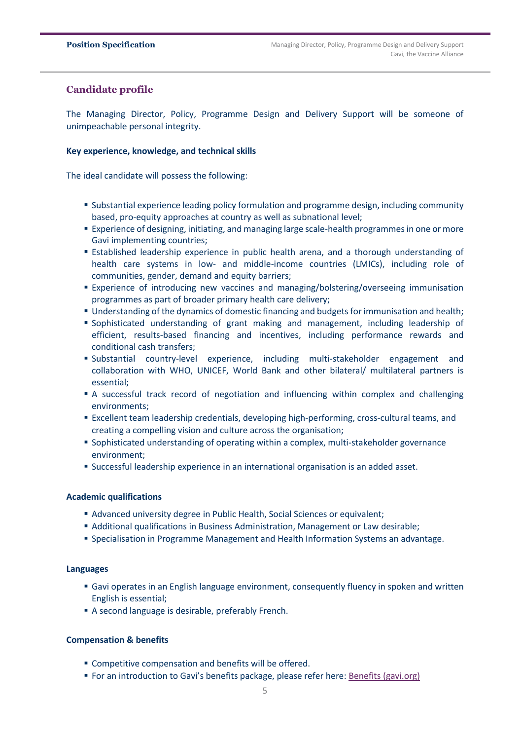## Candidate profile

The Managing Director, Policy, Programme Design and Delivery Support will be someone of unimpeachable personal integrity.

**Key experience, knowledge, and technical skills**

The ideal candidate will possess the following:

- Substantial experience leading policy formulation and programme design, including community based, pro-equity approaches at country as well as subnational level;
- Experience of designing, initiating, and managing large scale-health programmes in one or more Gavi implementing countries;
- Established leadership experience in public health arena, and a thorough understanding of health care systems in low- and middle-income countries (LMICs), including role of communities, gender, demand and equity barriers;
- Experience of introducing new vaccines and managing/bolstering/overseeing immunisation programmes as part of broader primary health care delivery;
- Understanding of the dynamics of domestic financing and budgets for immunisation and health;
- Sophisticated understanding of grant making and management, including leadership of efficient, results-based financing and incentives, including performance rewards and conditional cash transfers;
- Substantial country-level experience, including multi-stakeholder engagement and collaboration with WHO, UNICEF, World Bank and other bilateral/ multilateral partners is essential;
- A successful track record of negotiation and influencing within complex and challenging environments;
- Excellent team leadership credentials, developing high-performing, cross-cultural teams, and creating a compelling vision and culture across the organisation;
- Sophisticated understanding of operating within a complex, multi-stakeholder governance environment;
- Successful leadership experience in an international organisation is an added asset.

**Academic qualifications**

- Advanced university degree in Public Health, Social Sciences or equivalent;
- Additional qualifications in Business Administration, Management or Law desirable;
- Specialisation in Programme Management and Health Information Systems an advantage.

**Languages**

- Gavi operates in an English language environment, consequently fluency in spoken and written English is essential;
- A second language is desirable, preferably French.

**Compensation & benefits**

- Competitive compensation and benefits will be offered.
- For an introduction to Gavi's benefits package, please refer here: [Benefits (gavi.org)]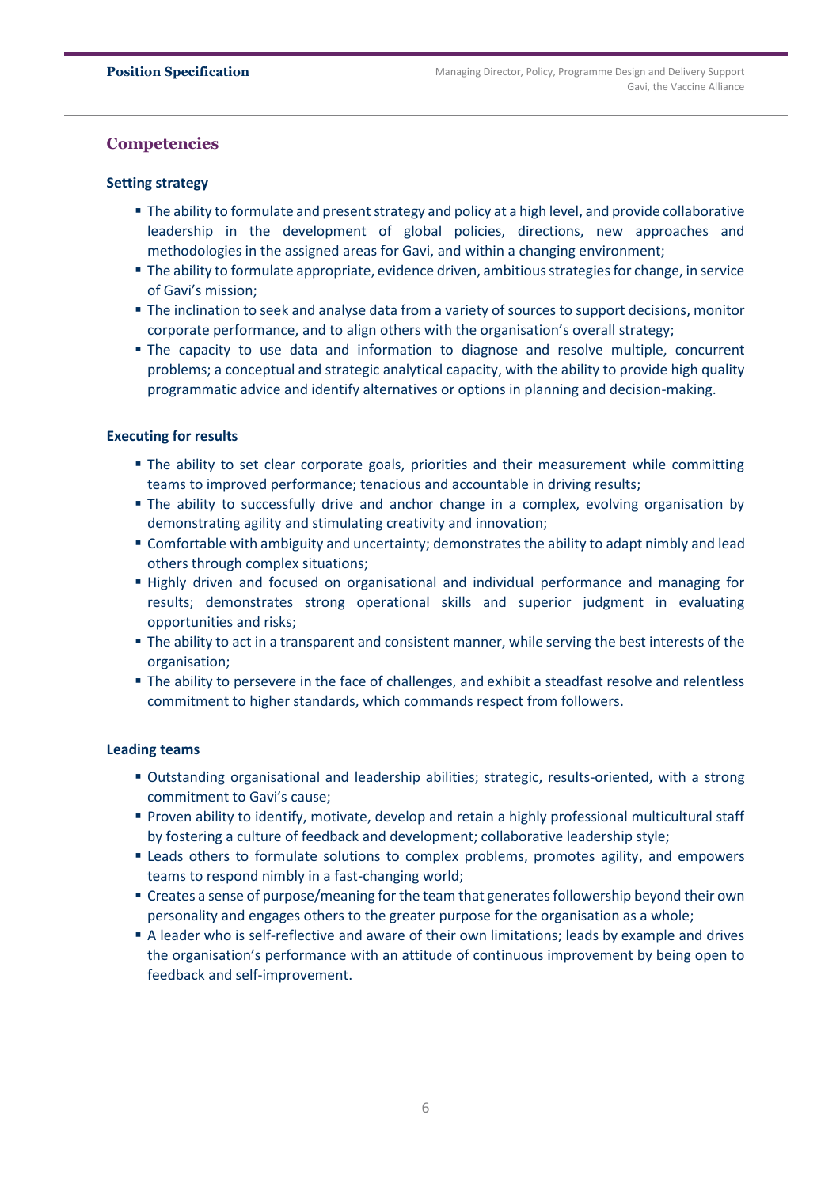## Competencies

### Setting strategy

- The ability to formulate and present strategy and policy at a high level, and provide collaborative leadership in the development of global policies, directions, new approaches and methodologies in the assigned areas for Gavi, and within a changing environment;
- The ability to formulate appropriate, evidence driven, ambitious strategies for change, in service of Gavi's mission;
- The inclination to seek and analyse data from a variety of sources to support decisions, monitor corporate performance, and to align others with the organisation's overall strategy;
- The capacity to use data and information to diagnose and resolve multiple, concurrent problems; a conceptual and strategic analytical capacity, with the ability to provide high quality programmatic advice and identify alternatives or options in planning and decision-making.

### Executing for results

- The ability to set clear corporate goals, priorities and their measurement while committing teams to improved performance; tenacious and accountable in driving results;
- The ability to successfully drive and anchor change in a complex, evolving organisation by demonstrating agility and stimulating creativity and innovation;
- Comfortable with ambiguity and uncertainty; demonstrates the ability to adapt nimbly and lead others through complex situations;
- Highly driven and focused on organisational and individual performance and managing for results; demonstrates strong operational skills and superior judgment in evaluating opportunities and risks;
- The ability to act in a transparent and consistent manner, while serving the best interests of the organisation;
- The ability to persevere in the face of challenges, and exhibit a steadfast resolve and relentless commitment to higher standards, which commands respect from followers.

### Leading teams

- Outstanding organisational and leadership abilities; strategic, results-oriented, with a strong commitment to Gavi's cause;
- Proven ability to identify, motivate, develop and retain a highly professional multicultural staff by fostering a culture of feedback and development; collaborative leadership style;
- Leads others to formulate solutions to complex problems, promotes agility, and empowers teams to respond nimbly in a fast-changing world;
- Creates a sense of purpose/meaning for the team that generates followership beyond their own personality and engages others to the greater purpose for the organisation as a whole;
- A leader who is self-reflective and aware of their own limitations; leads by example and drives the organisation's performance with an attitude of continuous improvement by being open to feedback and self-improvement.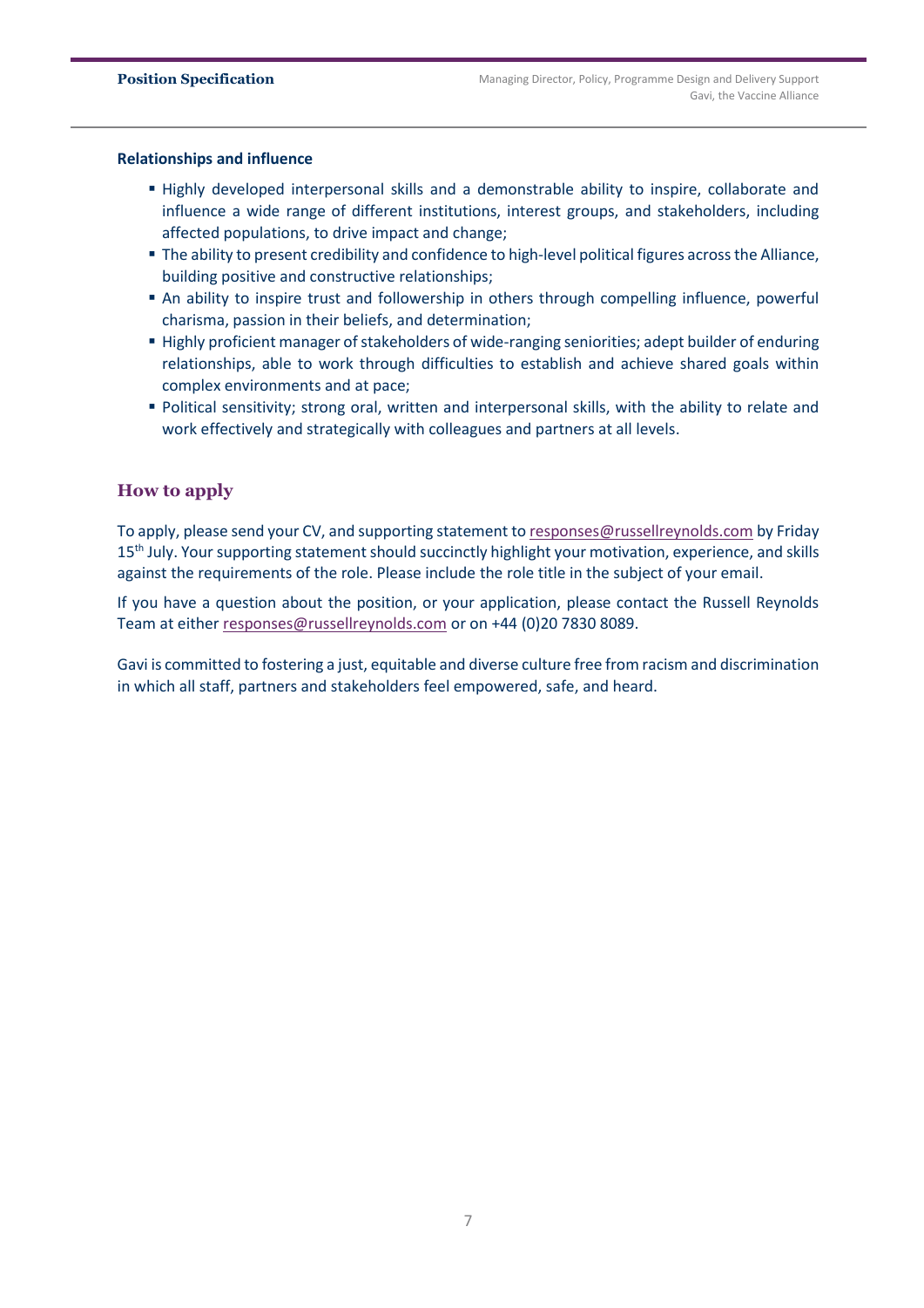**Relationships and influence**

- Highly developed interpersonal skills and a demonstrable ability to inspire, collaborate and influence a wide range of different institutions, interest groups, and stakeholders, including affected populations, to drive impact and change;
- The ability to present credibility and confidence to high-level political figures across the Alliance, building positive and constructive relationships;
- An ability to inspire trust and followership in others through compelling influence, powerful charisma, passion in their beliefs, and determination;
- Highly proficient manager of stakeholders of wide-ranging seniorities; adept builder of enduring relationships, able to work through difficulties to establish and achieve shared goals within complex environments and at pace;
- Political sensitivity; strong oral, written and interpersonal skills, with the ability to relate and work effectively and strategically with colleagues and partners at all levels.

## How to apply

To apply, please send your CV, and supporting statement to responses@russellreynolds.com by Friday 15th July. Your supporting statement should succinctly highlight your motivation, experience, and skills against the requirements of the role. Please include the role title in the subject of your email.

If you have a question about the position, or your application, please contact the Russell Reynolds Team at either responses@russellreynolds.com or on +44 (0)20 7830 8089.

Gavi is committed to fostering a just, equitable and diverse culture free from racism and discrimination in which all staff, partners and stakeholders feel empowered, safe, and heard.